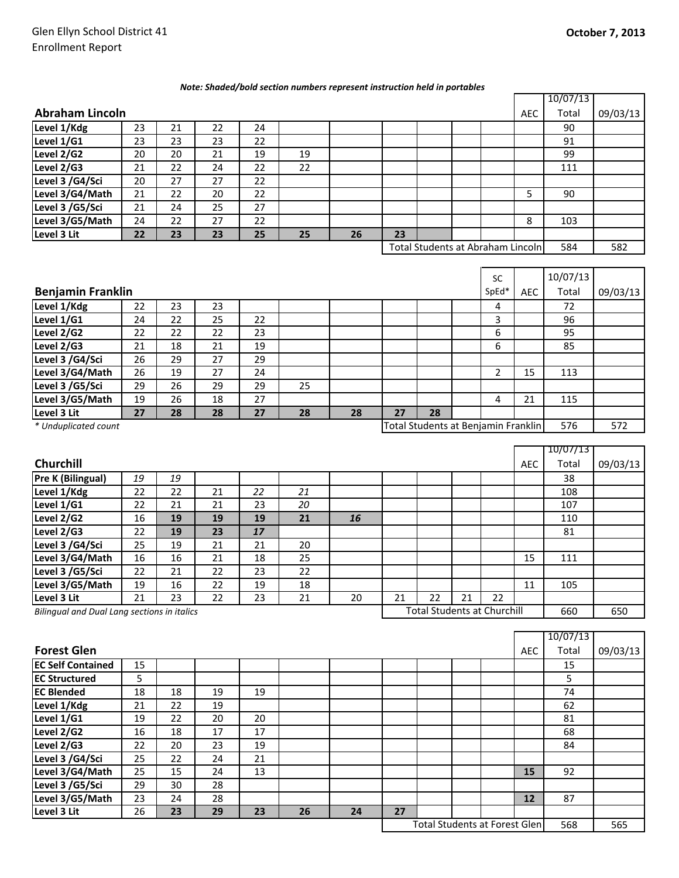Glen Ellyn School District 41
Enrollment Report

**October 7, 2013**

***Note: Shaded/bold section numbers represent instruction held in portables***

## Abraham Lincoln

| | | | | | | | | | | | AEC | 10/07/13 Total | 09/03/13 |
|---|---|---|---|---|---|---|---|---|---|---|---|---|---|
| **Level 1/Kdg** | 23 | 21 | 22 | 24 | | | | | | | | 90 | |
| **Level 1/G1** | 23 | 23 | 23 | 22 | | | | | | | | 91 | |
| **Level 2/G2** | 20 | 20 | 21 | 19 | 19 | | | | | | | 99 | |
| **Level 2/G3** | 21 | 22 | 24 | 22 | 22 | | | | | | | 111 | |
| **Level 3 /G4/Sci** | 20 | 27 | 27 | 22 | | | | | | | | | |
| **Level 3/G4/Math** | 21 | 22 | 20 | 22 | | | | | | | 5 | 90 | |
| **Level 3 /G5/Sci** | 21 | 24 | 25 | 27 | | | | | | | | | |
| **Level 3/G5/Math** | 24 | 22 | 27 | 22 | | | | | | | 8 | 103 | |
| **Level 3 Lit** | **22** | **23** | **23** | **25** | **25** | **26** | **23** | | | | | | |
| | | | | | | | Total Students at Abraham Lincoln | | | | | 584 | 582 |

## Benjamin Franklin

| | | | | | | | | | | SC SpEd* | AEC | 10/07/13 Total | 09/03/13 |
|---|---|---|---|---|---|---|---|---|---|---|---|---|---|
| **Level 1/Kdg** | 22 | 23 | 23 | | | | | | | 4 | | 72 | |
| **Level 1/G1** | 24 | 22 | 25 | 22 | | | | | | 3 | | 96 | |
| **Level 2/G2** | 22 | 22 | 22 | 23 | | | | | | 6 | | 95 | |
| **Level 2/G3** | 21 | 18 | 21 | 19 | | | | | | 6 | | 85 | |
| **Level 3 /G4/Sci** | 26 | 29 | 27 | 29 | | | | | | | | | |
| **Level 3/G4/Math** | 26 | 19 | 27 | 24 | | | | | | 2 | 15 | 113 | |
| **Level 3 /G5/Sci** | 29 | 26 | 29 | 29 | 25 | | | | | | | | |
| **Level 3/G5/Math** | 19 | 26 | 18 | 27 | | | | | | 4 | 21 | 115 | |
| **Level 3 Lit** | **27** | **28** | **28** | **27** | **28** | **28** | **27** | **28** | | | | | |
| *\* Unduplicated count* | | | | | | | Total Students at Benjamin Franklin | | | | | 576 | 572 |

## Churchill

| | | | | | | | | | | | AEC | 10/07/13 Total | 09/03/13 |
|---|---|---|---|---|---|---|---|---|---|---|---|---|---|
| **Pre K (Bilingual)** | *19* | *19* | | | | | | | | | | 38 | |
| **Level 1/Kdg** | 22 | 22 | 21 | *22* | *21* | | | | | | | 108 | |
| **Level 1/G1** | 22 | 21 | 21 | 23 | *20* | | | | | | | 107 | |
| **Level 2/G2** | 16 | **19** | **19** | **19** | **21** | ***16*** | | | | | | 110 | |
| **Level 2/G3** | 22 | **19** | **23** | ***17*** | | | | | | | | 81 | |
| **Level 3 /G4/Sci** | 25 | 19 | 21 | 21 | 20 | | | | | | | | |
| **Level 3/G4/Math** | 16 | 16 | 21 | 18 | 25 | | | | | | 15 | 111 | |
| **Level 3 /G5/Sci** | 22 | 21 | 22 | 23 | 22 | | | | | | | | |
| **Level 3/G5/Math** | 19 | 16 | 22 | 19 | 18 | | | | | | 11 | 105 | |
| **Level 3 Lit** | 21 | 23 | 22 | 23 | 21 | 20 | 21 | 22 | 21 | 22 | | | |
| *Bilingual and Dual Lang sections in italics* | | | | | | | Total Students at Churchill | | | | | 660 | 650 |

## Forest Glen

| | | | | | | | | | | | AEC | 10/07/13 Total | 09/03/13 |
|---|---|---|---|---|---|---|---|---|---|---|---|---|---|
| **EC Self Contained** | 15 | | | | | | | | | | | 15 | |
| **EC Structured** | 5 | | | | | | | | | | | 5 | |
| **EC Blended** | 18 | 18 | 19 | 19 | | | | | | | | 74 | |
| **Level 1/Kdg** | 21 | 22 | 19 | | | | | | | | | 62 | |
| **Level 1/G1** | 19 | 22 | 20 | 20 | | | | | | | | 81 | |
| **Level 2/G2** | 16 | 18 | 17 | 17 | | | | | | | | 68 | |
| **Level 2/G3** | 22 | 20 | 23 | 19 | | | | | | | | 84 | |
| **Level 3 /G4/Sci** | 25 | 22 | 24 | 21 | | | | | | | | | |
| **Level 3/G4/Math** | 25 | 15 | 24 | 13 | | | | | | | **15** | 92 | |
| **Level 3 /G5/Sci** | 29 | 30 | 28 | | | | | | | | | | |
| **Level 3/G5/Math** | 23 | 24 | 28 | | | | | | | | **12** | 87 | |
| **Level 3 Lit** | 26 | **23** | **29** | **23** | **26** | **24** | **27** | | | | | | |
| | | | | | | | Total Students at Forest Glen | | | | | 568 | 565 |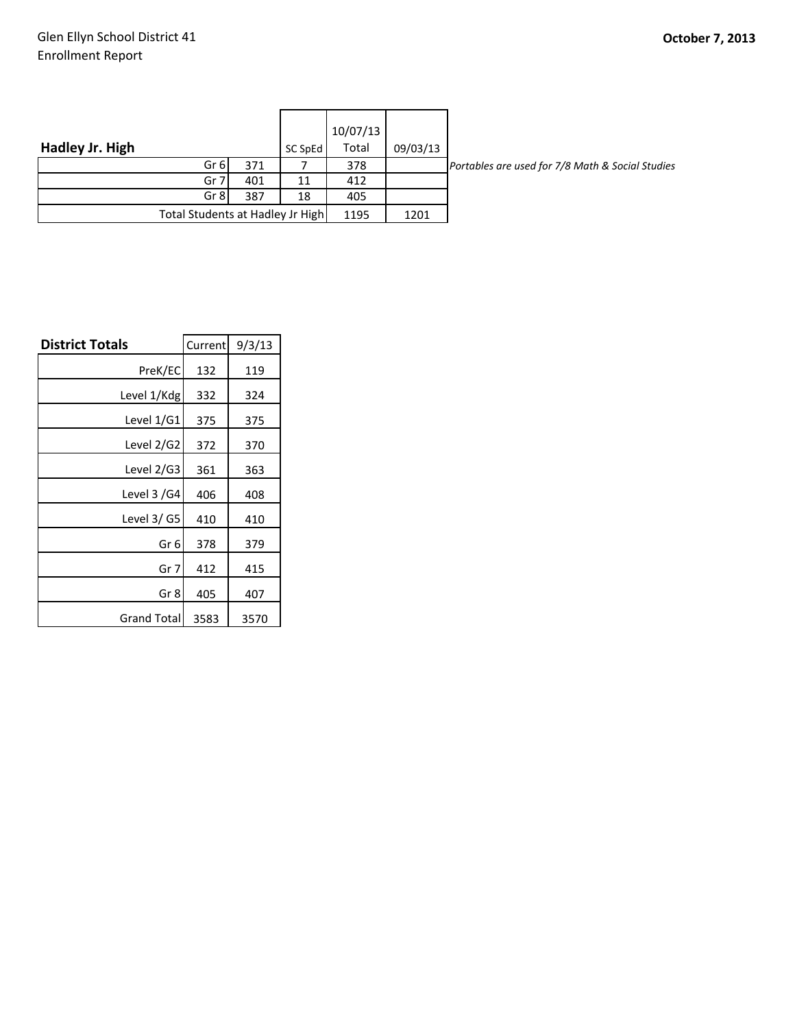Glen Ellyn School District 41
Enrollment Report

**October 7, 2013**

| Hadley Jr. High | | SC SpEd | 10/07/13 Total | 09/03/13 |
|---|---|---|---|---|
| Gr 6 | 371 | 7 | 378 | |
| Gr 7 | 401 | 11 | 412 | |
| Gr 8 | 387 | 18 | 405 | |
| Total Students at Hadley Jr High | | | 1195 | 1201 |

*Portables are used for 7/8 Math & Social Studies*

| District Totals | Current | 9/3/13 |
|---|---|---|
| PreK/EC | 132 | 119 |
| Level 1/Kdg | 332 | 324 |
| Level 1/G1 | 375 | 375 |
| Level 2/G2 | 372 | 370 |
| Level 2/G3 | 361 | 363 |
| Level 3 /G4 | 406 | 408 |
| Level 3/ G5 | 410 | 410 |
| Gr 6 | 378 | 379 |
| Gr 7 | 412 | 415 |
| Gr 8 | 405 | 407 |
| Grand Total | 3583 | 3570 |